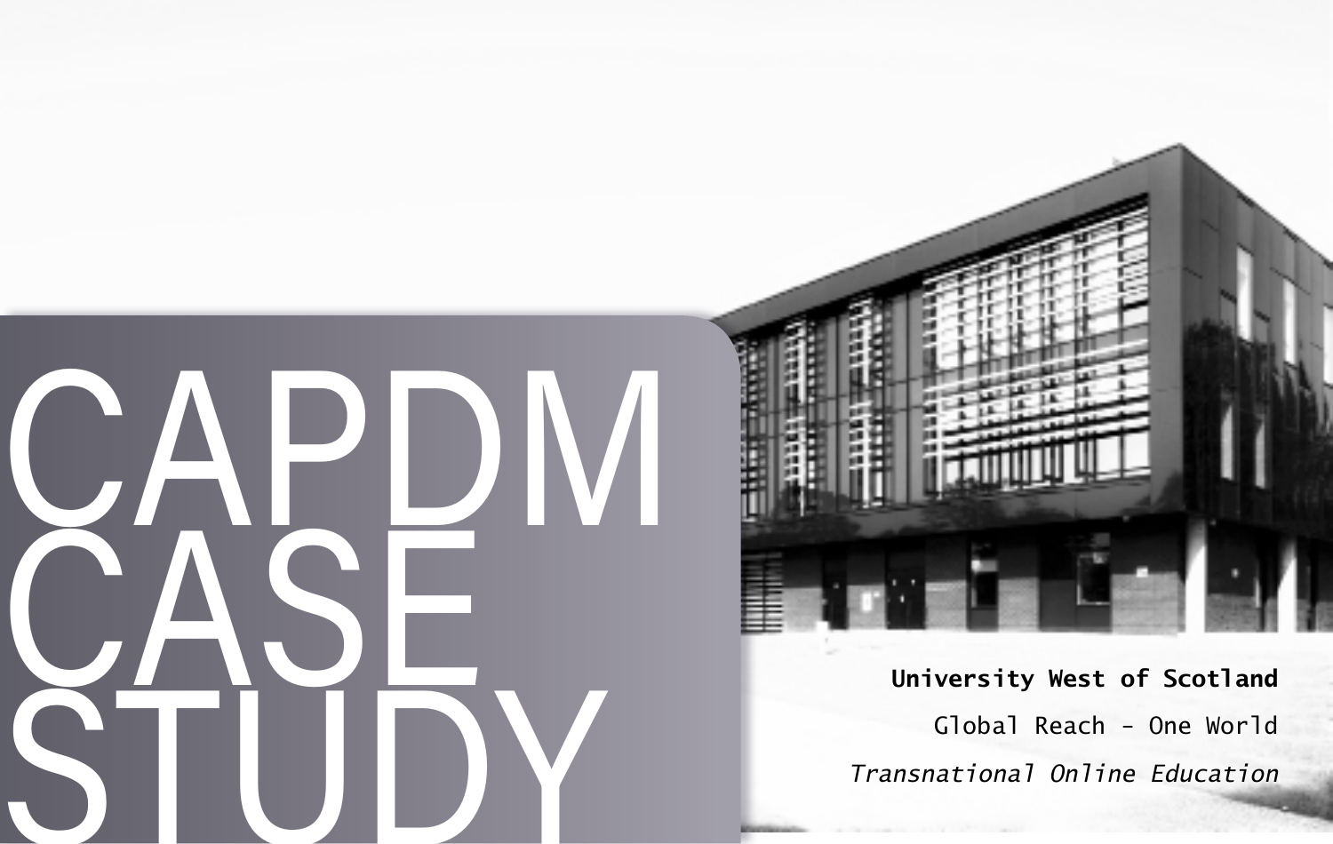# CAPDM CASE STUDY

**University West of Scotland**

Global Reach - One World

*Transnational Online Education*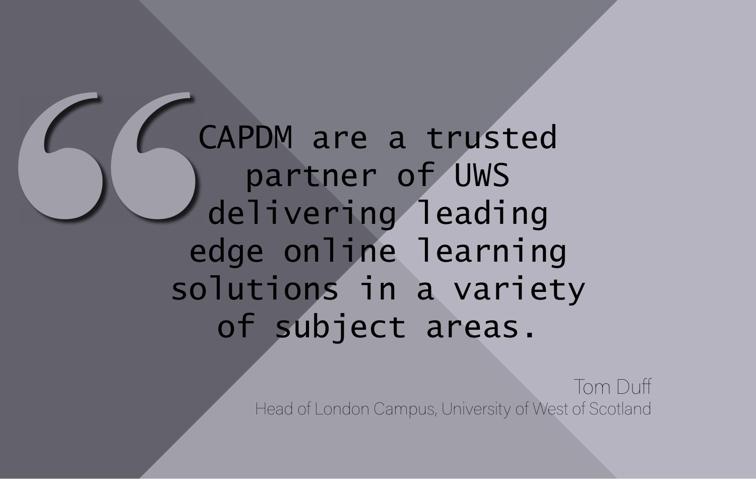> CAPDM are a trusted partner of UWS delivering leading edge online learning solutions in a variety of subject areas.

Tom Duff
Head of London Campus, University of West of Scotland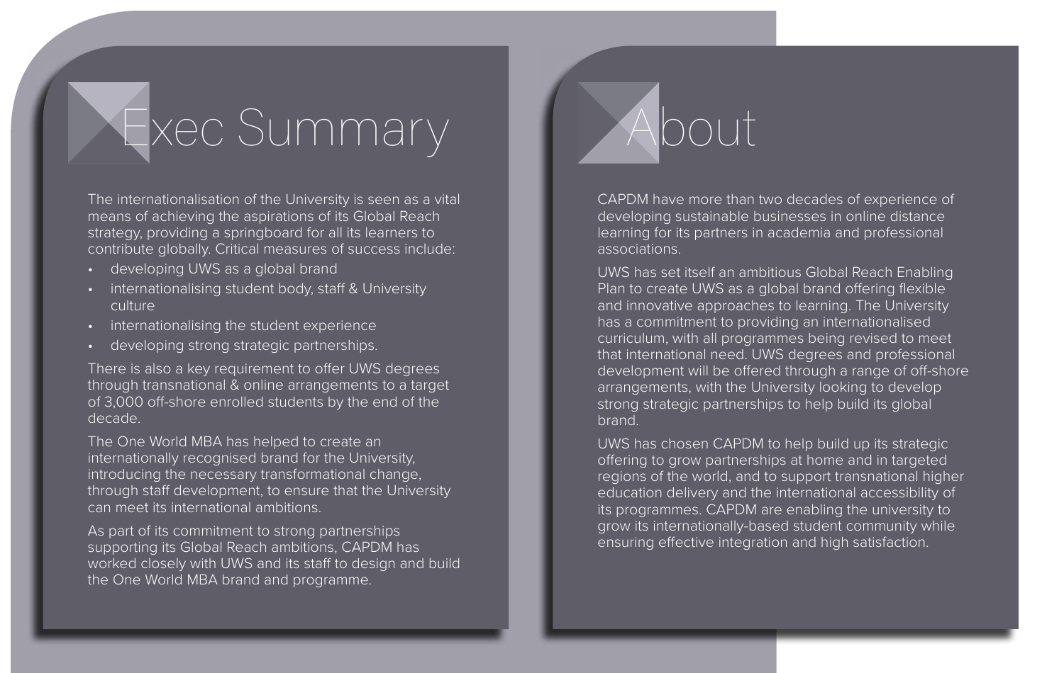# Exec Summary

The internationalisation of the University is seen as a vital means of achieving the aspirations of its Global Reach strategy, providing a springboard for all its learners to contribute globally. Critical measures of success include:

- developing UWS as a global brand
- internationalising student body, staff & University culture
- internationalising the student experience
- developing strong strategic partnerships.

There is also a key requirement to offer UWS degrees through transnational & online arrangements to a target of 3,000 off-shore enrolled students by the end of the decade.

The One World MBA has helped to create an internationally recognised brand for the University, introducing the necessary transformational change, through staff development, to ensure that the University can meet its international ambitions.

As part of its commitment to strong partnerships supporting its Global Reach ambitions, CAPDM has worked closely with UWS and its staff to design and build the One World MBA brand and programme.

# About

CAPDM have more than two decades of experience of developing sustainable businesses in online distance learning for its partners in academia and professional associations.

UWS has set itself an ambitious Global Reach Enabling Plan to create UWS as a global brand offering flexible and innovative approaches to learning. The University has a commitment to providing an internationalised curriculum, with all programmes being revised to meet that international need. UWS degrees and professional development will be offered through a range of off-shore arrangements, with the University looking to develop strong strategic partnerships to help build its global brand.

UWS has chosen CAPDM to help build up its strategic offering to grow partnerships at home and in targeted regions of the world, and to support transnational higher education delivery and the international accessibility of its programmes. CAPDM are enabling the university to grow its internationally-based student community while ensuring effective integration and high satisfaction.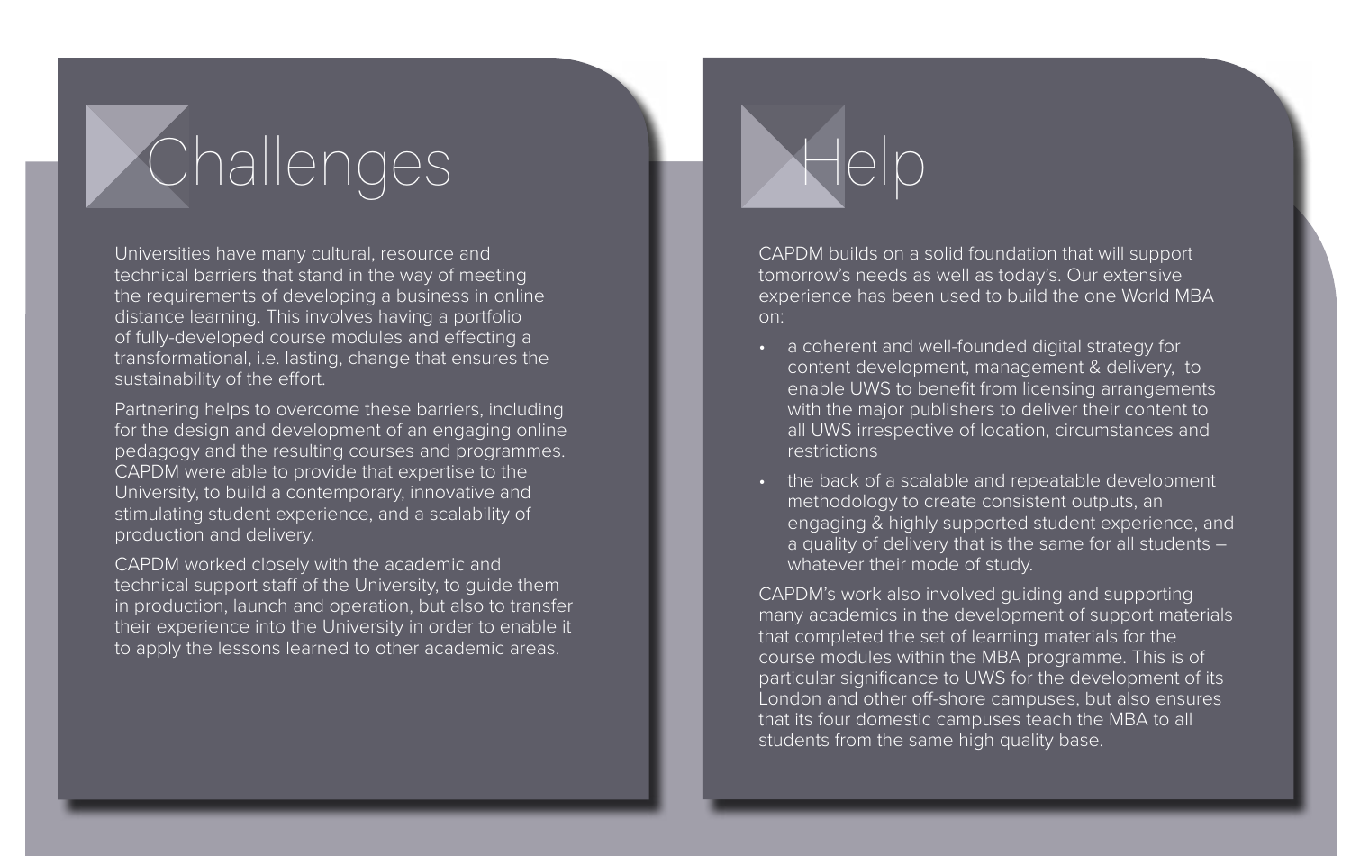## Challenges

Universities have many cultural, resource and technical barriers that stand in the way of meeting the requirements of developing a business in online distance learning. This involves having a portfolio of fully-developed course modules and effecting a transformational, i.e. lasting, change that ensures the sustainability of the effort.

Partnering helps to overcome these barriers, including for the design and development of an engaging online pedagogy and the resulting courses and programmes. CAPDM were able to provide that expertise to the University, to build a contemporary, innovative and stimulating student experience, and a scalability of production and delivery.

CAPDM worked closely with the academic and technical support staff of the University, to guide them in production, launch and operation, but also to transfer their experience into the University in order to enable it to apply the lessons learned to other academic areas.

## Help

CAPDM builds on a solid foundation that will support tomorrow's needs as well as today's. Our extensive experience has been used to build the one World MBA on:

- a coherent and well-founded digital strategy for content development, management & delivery, to enable UWS to benefit from licensing arrangements with the major publishers to deliver their content to all UWS irrespective of location, circumstances and restrictions
- the back of a scalable and repeatable development methodology to create consistent outputs, an engaging & highly supported student experience, and a quality of delivery that is the same for all students – whatever their mode of study.

CAPDM's work also involved guiding and supporting many academics in the development of support materials that completed the set of learning materials for the course modules within the MBA programme. This is of particular significance to UWS for the development of its London and other off-shore campuses, but also ensures that its four domestic campuses teach the MBA to all students from the same high quality base.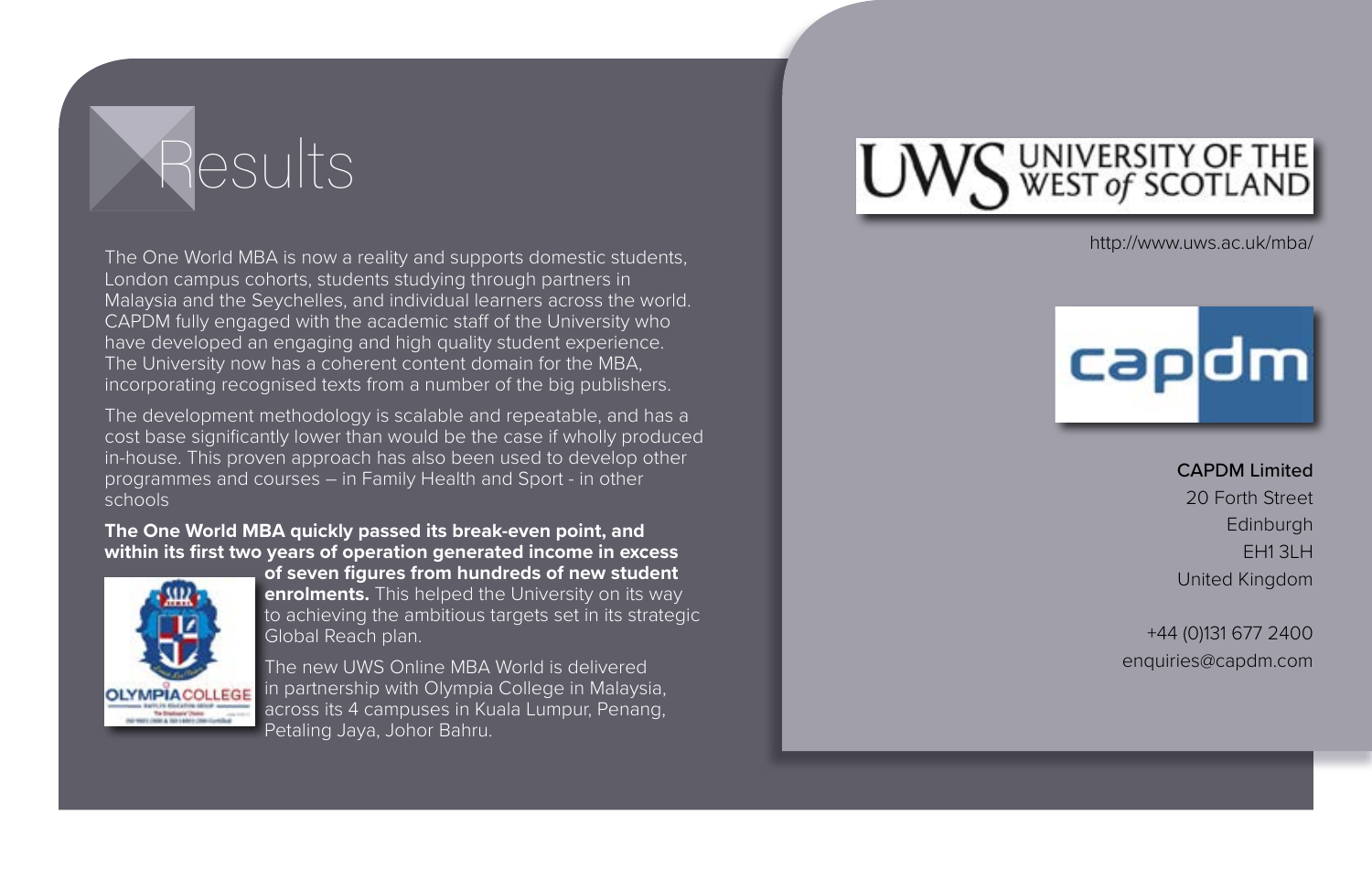# Results

The One World MBA is now a reality and supports domestic students, London campus cohorts, students studying through partners in Malaysia and the Seychelles, and individual learners across the world. CAPDM fully engaged with the academic staff of the University who have developed an engaging and high quality student experience. The University now has a coherent content domain for the MBA, incorporating recognised texts from a number of the big publishers.

The development methodology is scalable and repeatable, and has a cost base significantly lower than would be the case if wholly produced in-house. This proven approach has also been used to develop other programmes and courses – in Family Health and Sport - in other schools

**The One World MBA quickly passed its break-even point, and within its first two years of operation generated income in excess of seven figures from hundreds of new student enrolments.** This helped the University on its way to achieving the ambitious targets set in its strategic Global Reach plan.

The new UWS Online MBA World is delivered in partnership with Olympia College in Malaysia, across its 4 campuses in Kuala Lumpur, Penang, Petaling Jaya, Johor Bahru.

UWS UNIVERSITY OF THE WEST of SCOTLAND

http://www.uws.ac.uk/mba/

capdm

**CAPDM Limited**
20 Forth Street
Edinburgh
EH1 3LH
United Kingdom

+44 (0)131 677 2400
enquiries@capdm.com